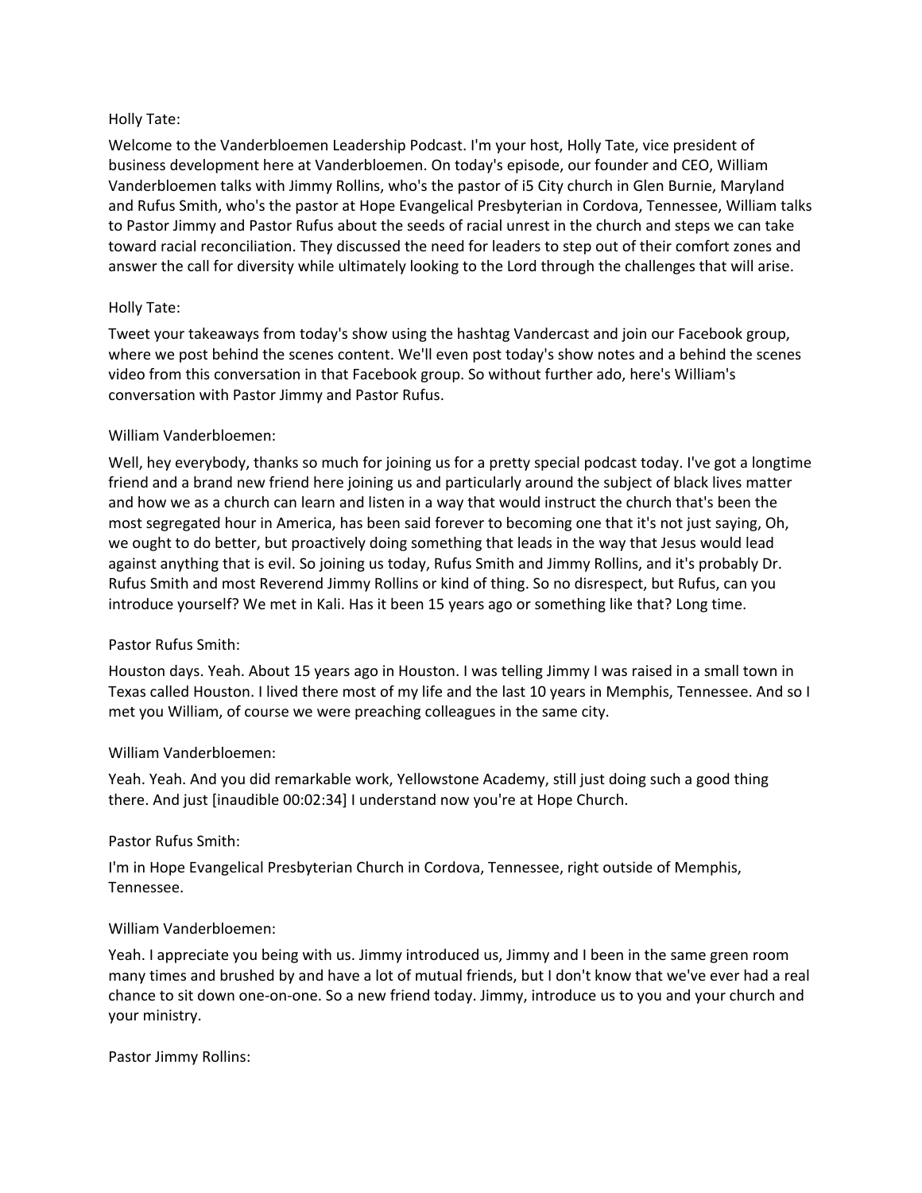Holly Tate:

Welcome to the Vanderbloemen Leadership Podcast. I'm your host, Holly Tate, vice president of business development here at Vanderbloemen. On today's episode, our founder and CEO, William Vanderbloemen talks with Jimmy Rollins, who's the pastor of i5 City church in Glen Burnie, Maryland and Rufus Smith, who's the pastor at Hope Evangelical Presbyterian in Cordova, Tennessee, William talks to Pastor Jimmy and Pastor Rufus about the seeds of racial unrest in the church and steps we can take toward racial reconciliation. They discussed the need for leaders to step out of their comfort zones and answer the call for diversity while ultimately looking to the Lord through the challenges that will arise.

Holly Tate:

Tweet your takeaways from today's show using the hashtag Vandercast and join our Facebook group, where we post behind the scenes content. We'll even post today's show notes and a behind the scenes video from this conversation in that Facebook group. So without further ado, here's William's conversation with Pastor Jimmy and Pastor Rufus.

William Vanderbloemen:

Well, hey everybody, thanks so much for joining us for a pretty special podcast today. I've got a longtime friend and a brand new friend here joining us and particularly around the subject of black lives matter and how we as a church can learn and listen in a way that would instruct the church that's been the most segregated hour in America, has been said forever to becoming one that it's not just saying, Oh, we ought to do better, but proactively doing something that leads in the way that Jesus would lead against anything that is evil. So joining us today, Rufus Smith and Jimmy Rollins, and it's probably Dr. Rufus Smith and most Reverend Jimmy Rollins or kind of thing. So no disrespect, but Rufus, can you introduce yourself? We met in Kali. Has it been 15 years ago or something like that? Long time.

Pastor Rufus Smith:

Houston days. Yeah. About 15 years ago in Houston. I was telling Jimmy I was raised in a small town in Texas called Houston. I lived there most of my life and the last 10 years in Memphis, Tennessee. And so I met you William, of course we were preaching colleagues in the same city.

William Vanderbloemen:

Yeah. Yeah. And you did remarkable work, Yellowstone Academy, still just doing such a good thing there. And just [inaudible 00:02:34] I understand now you're at Hope Church.

Pastor Rufus Smith:

I'm in Hope Evangelical Presbyterian Church in Cordova, Tennessee, right outside of Memphis, Tennessee.

William Vanderbloemen:

Yeah. I appreciate you being with us. Jimmy introduced us, Jimmy and I been in the same green room many times and brushed by and have a lot of mutual friends, but I don't know that we've ever had a real chance to sit down one-on-one. So a new friend today. Jimmy, introduce us to you and your church and your ministry.

Pastor Jimmy Rollins: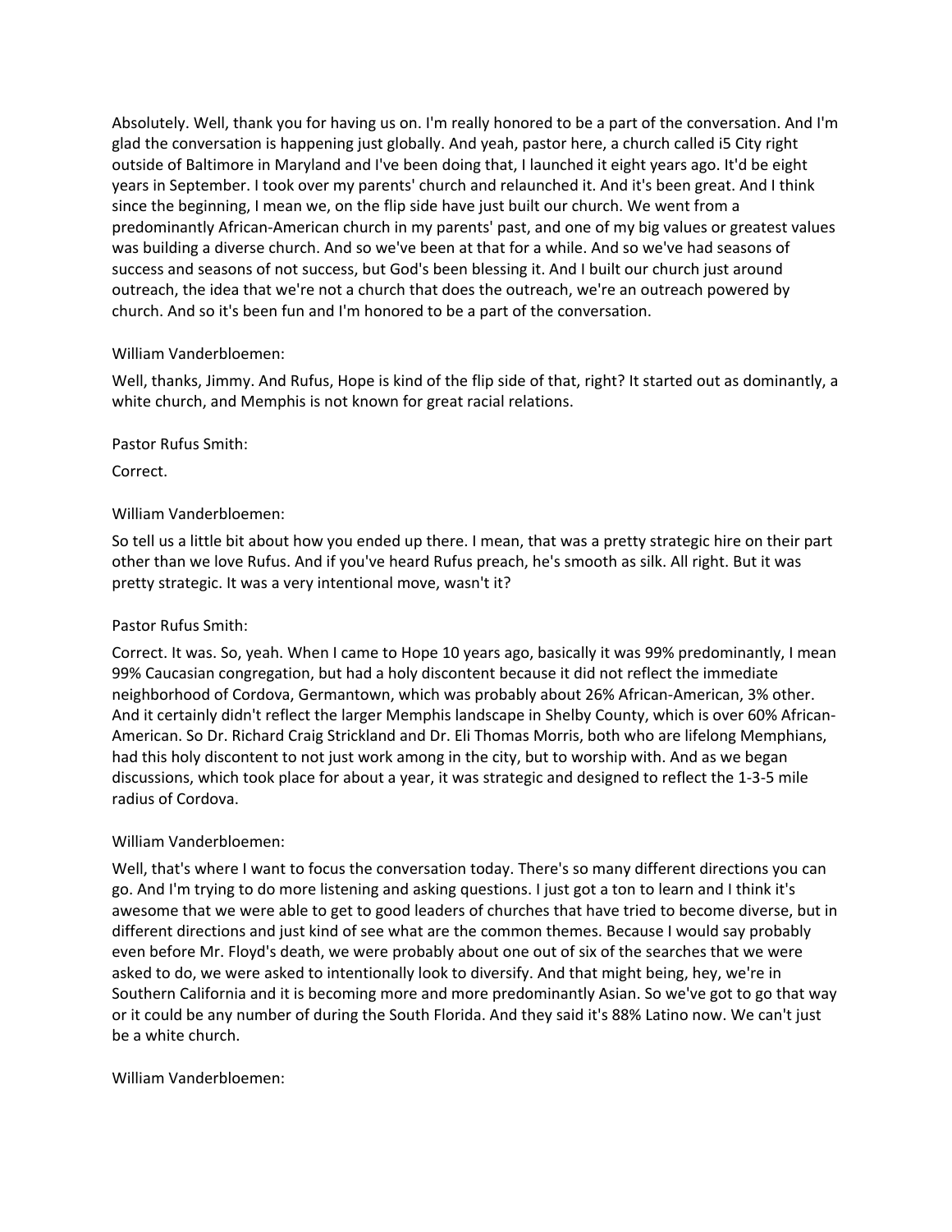Absolutely. Well, thank you for having us on. I'm really honored to be a part of the conversation. And I'm glad the conversation is happening just globally. And yeah, pastor here, a church called i5 City right outside of Baltimore in Maryland and I've been doing that, I launched it eight years ago. It'd be eight years in September. I took over my parents' church and relaunched it. And it's been great. And I think since the beginning, I mean we, on the flip side have just built our church. We went from a predominantly African-American church in my parents' past, and one of my big values or greatest values was building a diverse church. And so we've been at that for a while. And so we've had seasons of success and seasons of not success, but God's been blessing it. And I built our church just around outreach, the idea that we're not a church that does the outreach, we're an outreach powered by church. And so it's been fun and I'm honored to be a part of the conversation.

William Vanderbloemen:

Well, thanks, Jimmy. And Rufus, Hope is kind of the flip side of that, right? It started out as dominantly, a white church, and Memphis is not known for great racial relations.

Pastor Rufus Smith:

Correct.

William Vanderbloemen:

So tell us a little bit about how you ended up there. I mean, that was a pretty strategic hire on their part other than we love Rufus. And if you've heard Rufus preach, he's smooth as silk. All right. But it was pretty strategic. It was a very intentional move, wasn't it?

Pastor Rufus Smith:

Correct. It was. So, yeah. When I came to Hope 10 years ago, basically it was 99% predominantly, I mean 99% Caucasian congregation, but had a holy discontent because it did not reflect the immediate neighborhood of Cordova, Germantown, which was probably about 26% African-American, 3% other. And it certainly didn't reflect the larger Memphis landscape in Shelby County, which is over 60% African-American. So Dr. Richard Craig Strickland and Dr. Eli Thomas Morris, both who are lifelong Memphians, had this holy discontent to not just work among in the city, but to worship with. And as we began discussions, which took place for about a year, it was strategic and designed to reflect the 1-3-5 mile radius of Cordova.

William Vanderbloemen:

Well, that's where I want to focus the conversation today. There's so many different directions you can go. And I'm trying to do more listening and asking questions. I just got a ton to learn and I think it's awesome that we were able to get to good leaders of churches that have tried to become diverse, but in different directions and just kind of see what are the common themes. Because I would say probably even before Mr. Floyd's death, we were probably about one out of six of the searches that we were asked to do, we were asked to intentionally look to diversify. And that might being, hey, we're in Southern California and it is becoming more and more predominantly Asian. So we've got to go that way or it could be any number of during the South Florida. And they said it's 88% Latino now. We can't just be a white church.

William Vanderbloemen: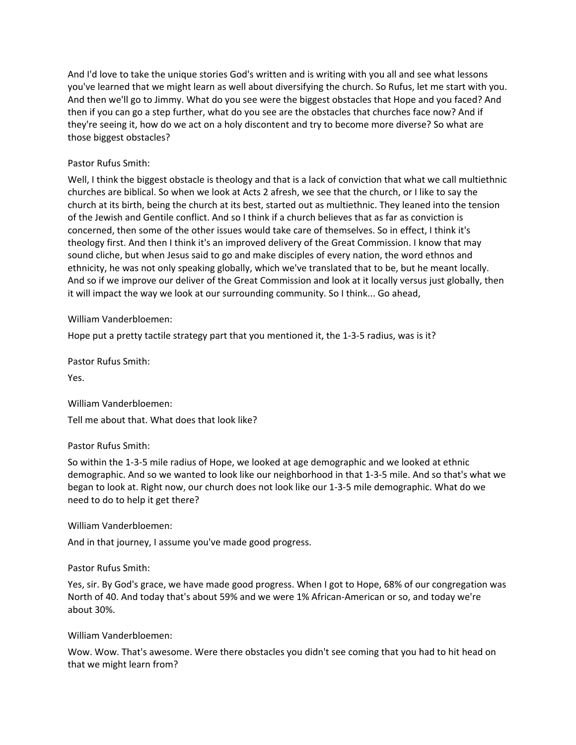And I'd love to take the unique stories God's written and is writing with you all and see what lessons you've learned that we might learn as well about diversifying the church. So Rufus, let me start with you. And then we'll go to Jimmy. What do you see were the biggest obstacles that Hope and you faced? And then if you can go a step further, what do you see are the obstacles that churches face now? And if they're seeing it, how do we act on a holy discontent and try to become more diverse? So what are those biggest obstacles?

Pastor Rufus Smith:

Well, I think the biggest obstacle is theology and that is a lack of conviction that what we call multiethnic churches are biblical. So when we look at Acts 2 afresh, we see that the church, or I like to say the church at its birth, being the church at its best, started out as multiethnic. They leaned into the tension of the Jewish and Gentile conflict. And so I think if a church believes that as far as conviction is concerned, then some of the other issues would take care of themselves. So in effect, I think it's theology first. And then I think it's an improved delivery of the Great Commission. I know that may sound cliche, but when Jesus said to go and make disciples of every nation, the word ethnos and ethnicity, he was not only speaking globally, which we've translated that to be, but he meant locally. And so if we improve our deliver of the Great Commission and look at it locally versus just globally, then it will impact the way we look at our surrounding community. So I think... Go ahead,

William Vanderbloemen:

Hope put a pretty tactile strategy part that you mentioned it, the 1-3-5 radius, was is it?

Pastor Rufus Smith:

Yes.

William Vanderbloemen:

Tell me about that. What does that look like?

Pastor Rufus Smith:

So within the 1-3-5 mile radius of Hope, we looked at age demographic and we looked at ethnic demographic. And so we wanted to look like our neighborhood in that 1-3-5 mile. And so that's what we began to look at. Right now, our church does not look like our 1-3-5 mile demographic. What do we need to do to help it get there?

William Vanderbloemen:

And in that journey, I assume you've made good progress.

Pastor Rufus Smith:

Yes, sir. By God's grace, we have made good progress. When I got to Hope, 68% of our congregation was North of 40. And today that's about 59% and we were 1% African-American or so, and today we're about 30%.

William Vanderbloemen:

Wow. Wow. That's awesome. Were there obstacles you didn't see coming that you had to hit head on that we might learn from?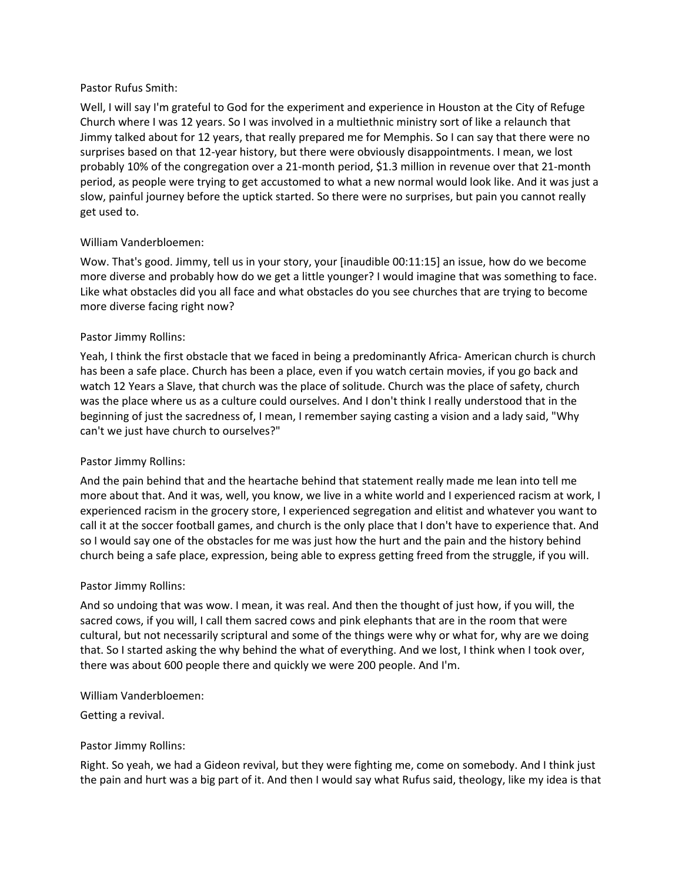Pastor Rufus Smith:

Well, I will say I'm grateful to God for the experiment and experience in Houston at the City of Refuge Church where I was 12 years. So I was involved in a multiethnic ministry sort of like a relaunch that Jimmy talked about for 12 years, that really prepared me for Memphis. So I can say that there were no surprises based on that 12-year history, but there were obviously disappointments. I mean, we lost probably 10% of the congregation over a 21-month period, $1.3 million in revenue over that 21-month period, as people were trying to get accustomed to what a new normal would look like. And it was just a slow, painful journey before the uptick started. So there were no surprises, but pain you cannot really get used to.

William Vanderbloemen:

Wow. That's good. Jimmy, tell us in your story, your [inaudible 00:11:15] an issue, how do we become more diverse and probably how do we get a little younger? I would imagine that was something to face. Like what obstacles did you all face and what obstacles do you see churches that are trying to become more diverse facing right now?

Pastor Jimmy Rollins:

Yeah, I think the first obstacle that we faced in being a predominantly Africa- American church is church has been a safe place. Church has been a place, even if you watch certain movies, if you go back and watch 12 Years a Slave, that church was the place of solitude. Church was the place of safety, church was the place where us as a culture could ourselves. And I don't think I really understood that in the beginning of just the sacredness of, I mean, I remember saying casting a vision and a lady said, "Why can't we just have church to ourselves?"

Pastor Jimmy Rollins:

And the pain behind that and the heartache behind that statement really made me lean into tell me more about that. And it was, well, you know, we live in a white world and I experienced racism at work, I experienced racism in the grocery store, I experienced segregation and elitist and whatever you want to call it at the soccer football games, and church is the only place that I don't have to experience that. And so I would say one of the obstacles for me was just how the hurt and the pain and the history behind church being a safe place, expression, being able to express getting freed from the struggle, if you will.

Pastor Jimmy Rollins:

And so undoing that was wow. I mean, it was real. And then the thought of just how, if you will, the sacred cows, if you will, I call them sacred cows and pink elephants that are in the room that were cultural, but not necessarily scriptural and some of the things were why or what for, why are we doing that. So I started asking the why behind the what of everything. And we lost, I think when I took over, there was about 600 people there and quickly we were 200 people. And I'm.

William Vanderbloemen:

Getting a revival.

Pastor Jimmy Rollins:

Right. So yeah, we had a Gideon revival, but they were fighting me, come on somebody. And I think just the pain and hurt was a big part of it. And then I would say what Rufus said, theology, like my idea is that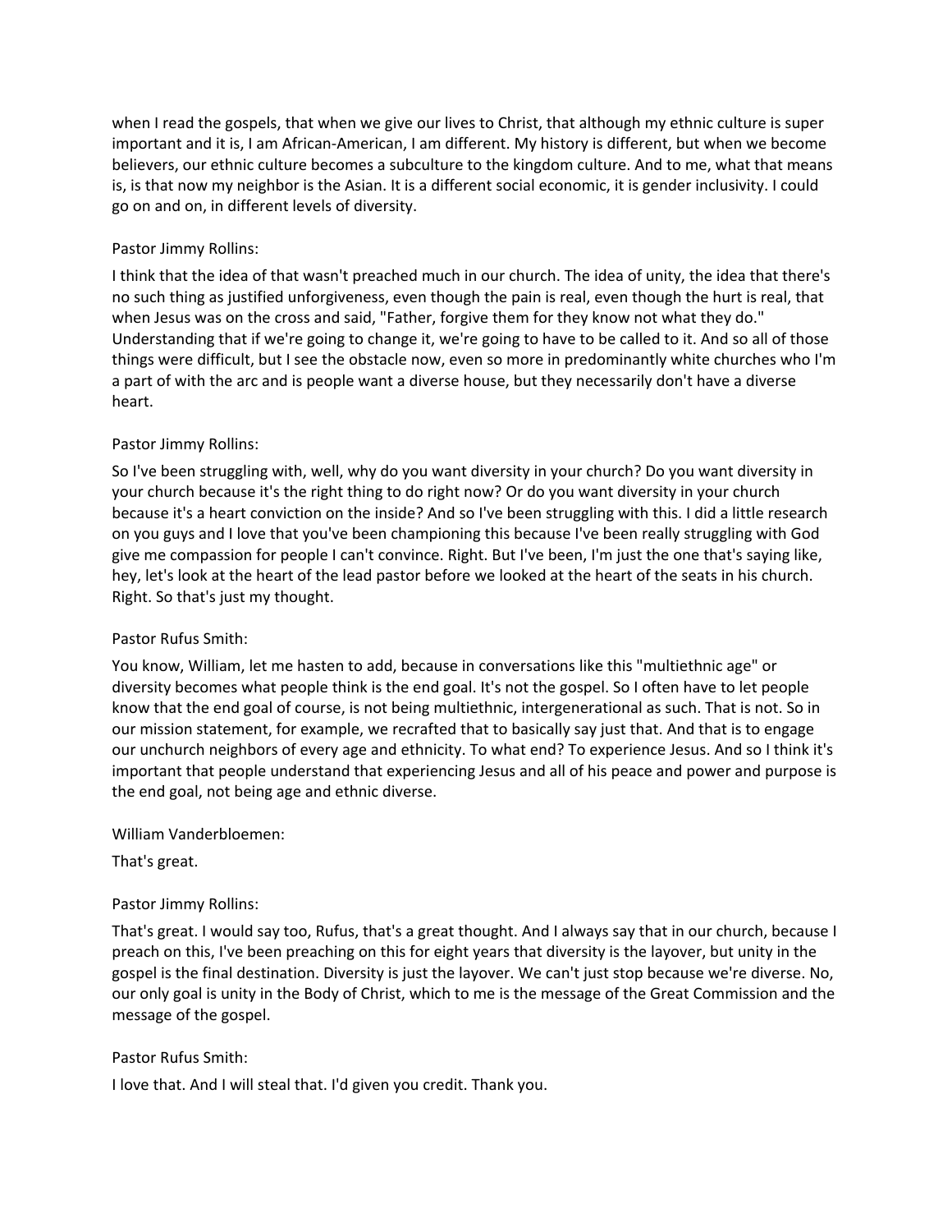when I read the gospels, that when we give our lives to Christ, that although my ethnic culture is super important and it is, I am African-American, I am different. My history is different, but when we become believers, our ethnic culture becomes a subculture to the kingdom culture. And to me, what that means is, is that now my neighbor is the Asian. It is a different social economic, it is gender inclusivity. I could go on and on, in different levels of diversity.

Pastor Jimmy Rollins:

I think that the idea of that wasn't preached much in our church. The idea of unity, the idea that there's no such thing as justified unforgiveness, even though the pain is real, even though the hurt is real, that when Jesus was on the cross and said, "Father, forgive them for they know not what they do." Understanding that if we're going to change it, we're going to have to be called to it. And so all of those things were difficult, but I see the obstacle now, even so more in predominantly white churches who I'm a part of with the arc and is people want a diverse house, but they necessarily don't have a diverse heart.

Pastor Jimmy Rollins:

So I've been struggling with, well, why do you want diversity in your church? Do you want diversity in your church because it's the right thing to do right now? Or do you want diversity in your church because it's a heart conviction on the inside? And so I've been struggling with this. I did a little research on you guys and I love that you've been championing this because I've been really struggling with God give me compassion for people I can't convince. Right. But I've been, I'm just the one that's saying like, hey, let's look at the heart of the lead pastor before we looked at the heart of the seats in his church. Right. So that's just my thought.

Pastor Rufus Smith:

You know, William, let me hasten to add, because in conversations like this "multiethnic age" or diversity becomes what people think is the end goal. It's not the gospel. So I often have to let people know that the end goal of course, is not being multiethnic, intergenerational as such. That is not. So in our mission statement, for example, we recrafted that to basically say just that. And that is to engage our unchurch neighbors of every age and ethnicity. To what end? To experience Jesus. And so I think it's important that people understand that experiencing Jesus and all of his peace and power and purpose is the end goal, not being age and ethnic diverse.

William Vanderbloemen:

That's great.

Pastor Jimmy Rollins:

That's great. I would say too, Rufus, that's a great thought. And I always say that in our church, because I preach on this, I've been preaching on this for eight years that diversity is the layover, but unity in the gospel is the final destination. Diversity is just the layover. We can't just stop because we're diverse. No, our only goal is unity in the Body of Christ, which to me is the message of the Great Commission and the message of the gospel.

Pastor Rufus Smith:

I love that. And I will steal that. I'd given you credit. Thank you.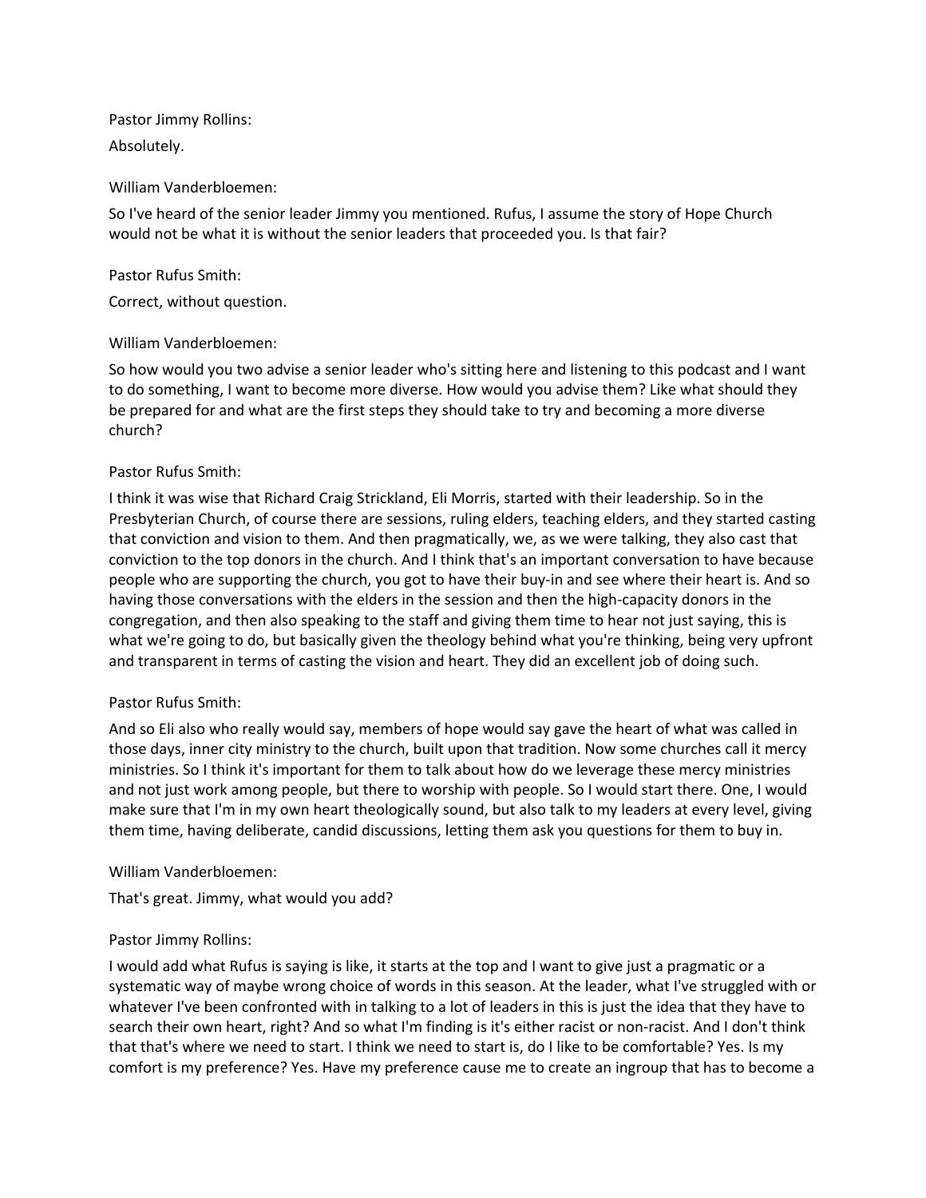Pastor Jimmy Rollins:

Absolutely.

William Vanderbloemen:

So I've heard of the senior leader Jimmy you mentioned. Rufus, I assume the story of Hope Church would not be what it is without the senior leaders that proceeded you. Is that fair?

Pastor Rufus Smith:

Correct, without question.

William Vanderbloemen:

So how would you two advise a senior leader who's sitting here and listening to this podcast and I want to do something, I want to become more diverse. How would you advise them? Like what should they be prepared for and what are the first steps they should take to try and becoming a more diverse church?

Pastor Rufus Smith:

I think it was wise that Richard Craig Strickland, Eli Morris, started with their leadership. So in the Presbyterian Church, of course there are sessions, ruling elders, teaching elders, and they started casting that conviction and vision to them. And then pragmatically, we, as we were talking, they also cast that conviction to the top donors in the church. And I think that's an important conversation to have because people who are supporting the church, you got to have their buy-in and see where their heart is. And so having those conversations with the elders in the session and then the high-capacity donors in the congregation, and then also speaking to the staff and giving them time to hear not just saying, this is what we're going to do, but basically given the theology behind what you're thinking, being very upfront and transparent in terms of casting the vision and heart. They did an excellent job of doing such.

Pastor Rufus Smith:

And so Eli also who really would say, members of hope would say gave the heart of what was called in those days, inner city ministry to the church, built upon that tradition. Now some churches call it mercy ministries. So I think it's important for them to talk about how do we leverage these mercy ministries and not just work among people, but there to worship with people. So I would start there. One, I would make sure that I'm in my own heart theologically sound, but also talk to my leaders at every level, giving them time, having deliberate, candid discussions, letting them ask you questions for them to buy in.

William Vanderbloemen:

That's great. Jimmy, what would you add?

Pastor Jimmy Rollins:

I would add what Rufus is saying is like, it starts at the top and I want to give just a pragmatic or a systematic way of maybe wrong choice of words in this season. At the leader, what I've struggled with or whatever I've been confronted with in talking to a lot of leaders in this is just the idea that they have to search their own heart, right? And so what I'm finding is it's either racist or non-racist. And I don't think that that's where we need to start. I think we need to start is, do I like to be comfortable? Yes. Is my comfort is my preference? Yes. Have my preference cause me to create an ingroup that has to become a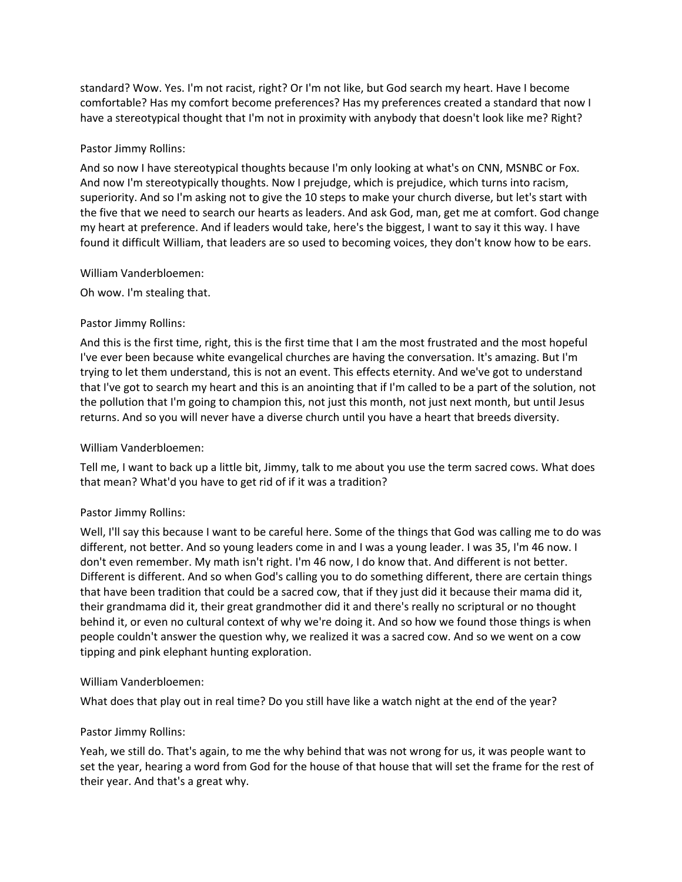standard? Wow. Yes. I'm not racist, right? Or I'm not like, but God search my heart. Have I become comfortable? Has my comfort become preferences? Has my preferences created a standard that now I have a stereotypical thought that I'm not in proximity with anybody that doesn't look like me? Right?

Pastor Jimmy Rollins:

And so now I have stereotypical thoughts because I'm only looking at what's on CNN, MSNBC or Fox. And now I'm stereotypically thoughts. Now I prejudge, which is prejudice, which turns into racism, superiority. And so I'm asking not to give the 10 steps to make your church diverse, but let's start with the five that we need to search our hearts as leaders. And ask God, man, get me at comfort. God change my heart at preference. And if leaders would take, here's the biggest, I want to say it this way. I have found it difficult William, that leaders are so used to becoming voices, they don't know how to be ears.

William Vanderbloemen:

Oh wow. I'm stealing that.

Pastor Jimmy Rollins:

And this is the first time, right, this is the first time that I am the most frustrated and the most hopeful I've ever been because white evangelical churches are having the conversation. It's amazing. But I'm trying to let them understand, this is not an event. This effects eternity. And we've got to understand that I've got to search my heart and this is an anointing that if I'm called to be a part of the solution, not the pollution that I'm going to champion this, not just this month, not just next month, but until Jesus returns. And so you will never have a diverse church until you have a heart that breeds diversity.

William Vanderbloemen:

Tell me, I want to back up a little bit, Jimmy, talk to me about you use the term sacred cows. What does that mean? What'd you have to get rid of if it was a tradition?

Pastor Jimmy Rollins:

Well, I'll say this because I want to be careful here. Some of the things that God was calling me to do was different, not better. And so young leaders come in and I was a young leader. I was 35, I'm 46 now. I don't even remember. My math isn't right. I'm 46 now, I do know that. And different is not better. Different is different. And so when God's calling you to do something different, there are certain things that have been tradition that could be a sacred cow, that if they just did it because their mama did it, their grandmama did it, their great grandmother did it and there's really no scriptural or no thought behind it, or even no cultural context of why we're doing it. And so how we found those things is when people couldn't answer the question why, we realized it was a sacred cow. And so we went on a cow tipping and pink elephant hunting exploration.

William Vanderbloemen:

What does that play out in real time? Do you still have like a watch night at the end of the year?

Pastor Jimmy Rollins:

Yeah, we still do. That's again, to me the why behind that was not wrong for us, it was people want to set the year, hearing a word from God for the house of that house that will set the frame for the rest of their year. And that's a great why.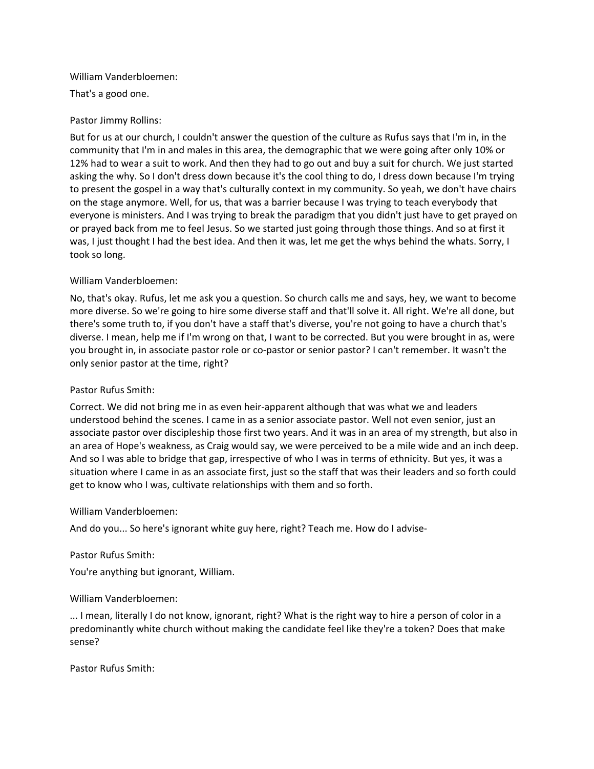William Vanderbloemen:

That's a good one.

Pastor Jimmy Rollins:

But for us at our church, I couldn't answer the question of the culture as Rufus says that I'm in, in the community that I'm in and males in this area, the demographic that we were going after only 10% or 12% had to wear a suit to work. And then they had to go out and buy a suit for church. We just started asking the why. So I don't dress down because it's the cool thing to do, I dress down because I'm trying to present the gospel in a way that's culturally context in my community. So yeah, we don't have chairs on the stage anymore. Well, for us, that was a barrier because I was trying to teach everybody that everyone is ministers. And I was trying to break the paradigm that you didn't just have to get prayed on or prayed back from me to feel Jesus. So we started just going through those things. And so at first it was, I just thought I had the best idea. And then it was, let me get the whys behind the whats. Sorry, I took so long.

William Vanderbloemen:

No, that's okay. Rufus, let me ask you a question. So church calls me and says, hey, we want to become more diverse. So we're going to hire some diverse staff and that'll solve it. All right. We're all done, but there's some truth to, if you don't have a staff that's diverse, you're not going to have a church that's diverse. I mean, help me if I'm wrong on that, I want to be corrected. But you were brought in as, were you brought in, in associate pastor role or co-pastor or senior pastor? I can't remember. It wasn't the only senior pastor at the time, right?

Pastor Rufus Smith:

Correct. We did not bring me in as even heir-apparent although that was what we and leaders understood behind the scenes. I came in as a senior associate pastor. Well not even senior, just an associate pastor over discipleship those first two years. And it was in an area of my strength, but also in an area of Hope's weakness, as Craig would say, we were perceived to be a mile wide and an inch deep. And so I was able to bridge that gap, irrespective of who I was in terms of ethnicity. But yes, it was a situation where I came in as an associate first, just so the staff that was their leaders and so forth could get to know who I was, cultivate relationships with them and so forth.

William Vanderbloemen:

And do you... So here's ignorant white guy here, right? Teach me. How do I advise-

Pastor Rufus Smith:

You're anything but ignorant, William.

William Vanderbloemen:

... I mean, literally I do not know, ignorant, right? What is the right way to hire a person of color in a predominantly white church without making the candidate feel like they're a token? Does that make sense?

Pastor Rufus Smith: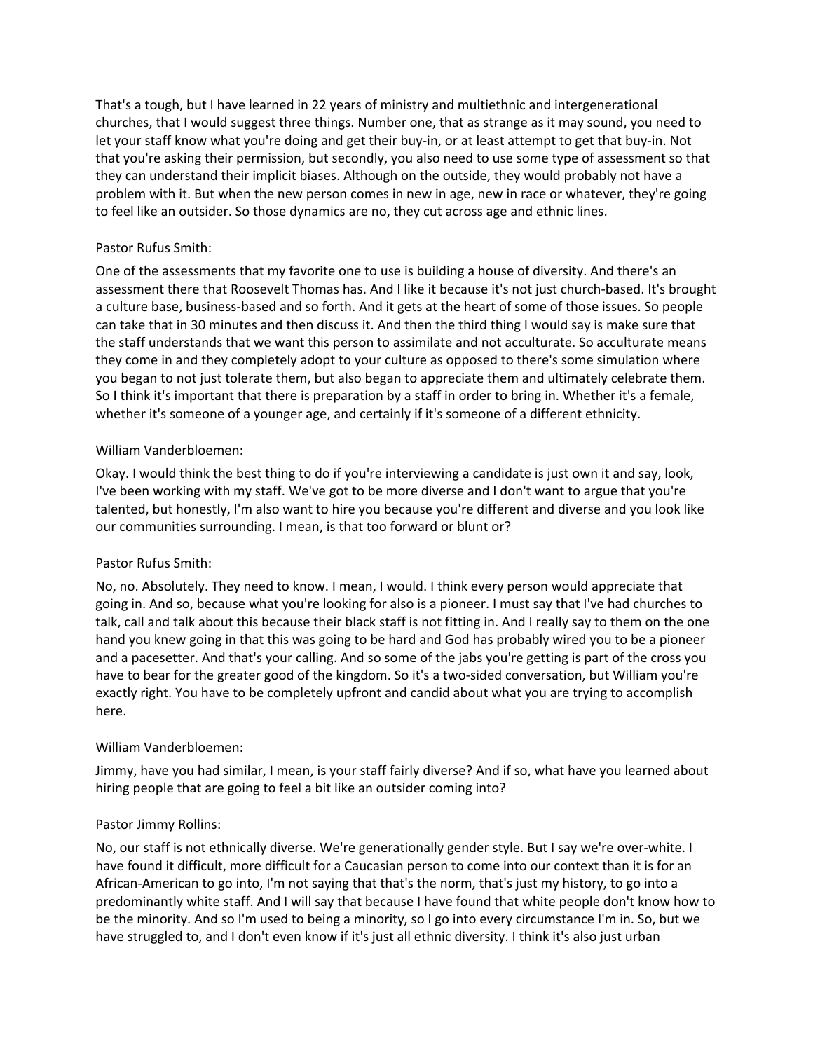That's a tough, but I have learned in 22 years of ministry and multiethnic and intergenerational churches, that I would suggest three things. Number one, that as strange as it may sound, you need to let your staff know what you're doing and get their buy-in, or at least attempt to get that buy-in. Not that you're asking their permission, but secondly, you also need to use some type of assessment so that they can understand their implicit biases. Although on the outside, they would probably not have a problem with it. But when the new person comes in new in age, new in race or whatever, they're going to feel like an outsider. So those dynamics are no, they cut across age and ethnic lines.

Pastor Rufus Smith:

One of the assessments that my favorite one to use is building a house of diversity. And there's an assessment there that Roosevelt Thomas has. And I like it because it's not just church-based. It's brought a culture base, business-based and so forth. And it gets at the heart of some of those issues. So people can take that in 30 minutes and then discuss it. And then the third thing I would say is make sure that the staff understands that we want this person to assimilate and not acculturate. So acculturate means they come in and they completely adopt to your culture as opposed to there's some simulation where you began to not just tolerate them, but also began to appreciate them and ultimately celebrate them. So I think it's important that there is preparation by a staff in order to bring in. Whether it's a female, whether it's someone of a younger age, and certainly if it's someone of a different ethnicity.

William Vanderbloemen:

Okay. I would think the best thing to do if you're interviewing a candidate is just own it and say, look, I've been working with my staff. We've got to be more diverse and I don't want to argue that you're talented, but honestly, I'm also want to hire you because you're different and diverse and you look like our communities surrounding. I mean, is that too forward or blunt or?

Pastor Rufus Smith:

No, no. Absolutely. They need to know. I mean, I would. I think every person would appreciate that going in. And so, because what you're looking for also is a pioneer. I must say that I've had churches to talk, call and talk about this because their black staff is not fitting in. And I really say to them on the one hand you knew going in that this was going to be hard and God has probably wired you to be a pioneer and a pacesetter. And that's your calling. And so some of the jabs you're getting is part of the cross you have to bear for the greater good of the kingdom. So it's a two-sided conversation, but William you're exactly right. You have to be completely upfront and candid about what you are trying to accomplish here.

William Vanderbloemen:

Jimmy, have you had similar, I mean, is your staff fairly diverse? And if so, what have you learned about hiring people that are going to feel a bit like an outsider coming into?

Pastor Jimmy Rollins:

No, our staff is not ethnically diverse. We're generationally gender style. But I say we're over-white. I have found it difficult, more difficult for a Caucasian person to come into our context than it is for an African-American to go into, I'm not saying that that's the norm, that's just my history, to go into a predominantly white staff. And I will say that because I have found that white people don't know how to be the minority. And so I'm used to being a minority, so I go into every circumstance I'm in. So, but we have struggled to, and I don't even know if it's just all ethnic diversity. I think it's also just urban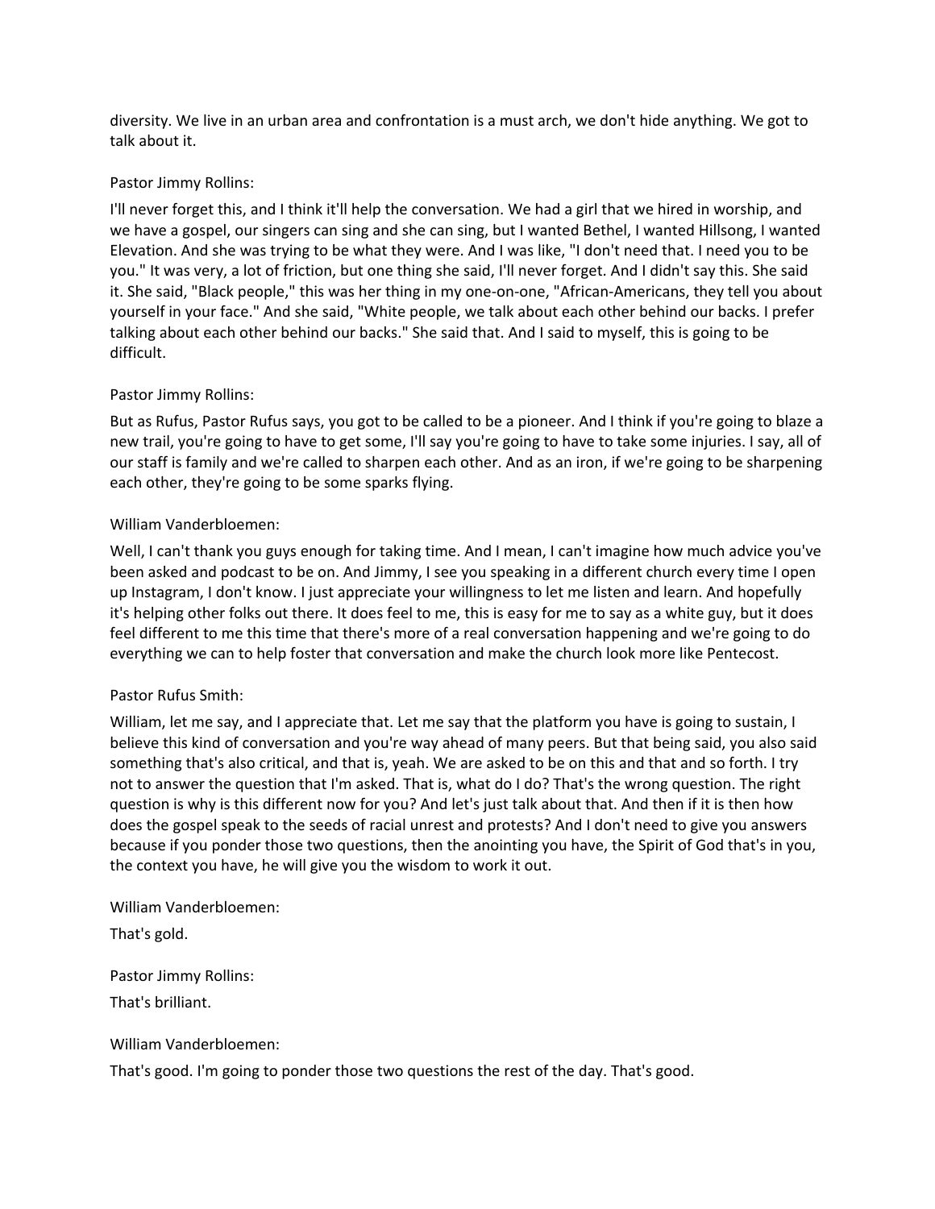diversity. We live in an urban area and confrontation is a must arch, we don't hide anything. We got to talk about it.

Pastor Jimmy Rollins:

I'll never forget this, and I think it'll help the conversation. We had a girl that we hired in worship, and we have a gospel, our singers can sing and she can sing, but I wanted Bethel, I wanted Hillsong, I wanted Elevation. And she was trying to be what they were. And I was like, "I don't need that. I need you to be you." It was very, a lot of friction, but one thing she said, I'll never forget. And I didn't say this. She said it. She said, "Black people," this was her thing in my one-on-one, "African-Americans, they tell you about yourself in your face." And she said, "White people, we talk about each other behind our backs. I prefer talking about each other behind our backs." She said that. And I said to myself, this is going to be difficult.

Pastor Jimmy Rollins:

But as Rufus, Pastor Rufus says, you got to be called to be a pioneer. And I think if you're going to blaze a new trail, you're going to have to get some, I'll say you're going to have to take some injuries. I say, all of our staff is family and we're called to sharpen each other. And as an iron, if we're going to be sharpening each other, they're going to be some sparks flying.

William Vanderbloemen:

Well, I can't thank you guys enough for taking time. And I mean, I can't imagine how much advice you've been asked and podcast to be on. And Jimmy, I see you speaking in a different church every time I open up Instagram, I don't know. I just appreciate your willingness to let me listen and learn. And hopefully it's helping other folks out there. It does feel to me, this is easy for me to say as a white guy, but it does feel different to me this time that there's more of a real conversation happening and we're going to do everything we can to help foster that conversation and make the church look more like Pentecost.

Pastor Rufus Smith:

William, let me say, and I appreciate that. Let me say that the platform you have is going to sustain, I believe this kind of conversation and you're way ahead of many peers. But that being said, you also said something that's also critical, and that is, yeah. We are asked to be on this and that and so forth. I try not to answer the question that I'm asked. That is, what do I do? That's the wrong question. The right question is why is this different now for you? And let's just talk about that. And then if it is then how does the gospel speak to the seeds of racial unrest and protests? And I don't need to give you answers because if you ponder those two questions, then the anointing you have, the Spirit of God that's in you, the context you have, he will give you the wisdom to work it out.

William Vanderbloemen:

That's gold.

Pastor Jimmy Rollins:

That's brilliant.

William Vanderbloemen:

That's good. I'm going to ponder those two questions the rest of the day. That's good.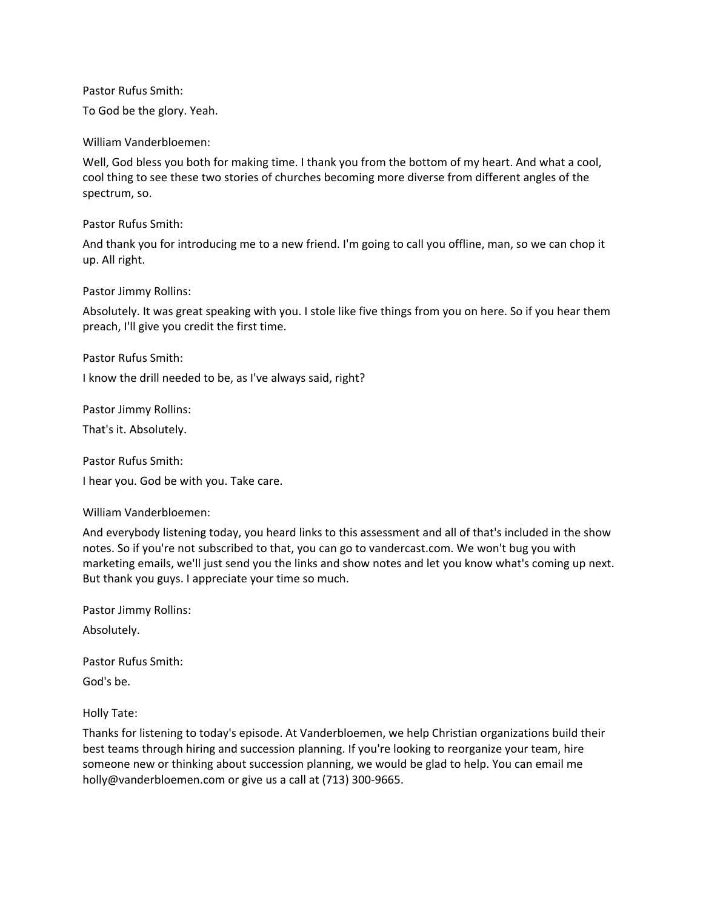Pastor Rufus Smith:

To God be the glory. Yeah.

William Vanderbloemen:

Well, God bless you both for making time. I thank you from the bottom of my heart. And what a cool, cool thing to see these two stories of churches becoming more diverse from different angles of the spectrum, so.

Pastor Rufus Smith:

And thank you for introducing me to a new friend. I'm going to call you offline, man, so we can chop it up. All right.

Pastor Jimmy Rollins:

Absolutely. It was great speaking with you. I stole like five things from you on here. So if you hear them preach, I'll give you credit the first time.

Pastor Rufus Smith:

I know the drill needed to be, as I've always said, right?

Pastor Jimmy Rollins:

That's it. Absolutely.

Pastor Rufus Smith:

I hear you. God be with you. Take care.

William Vanderbloemen:

And everybody listening today, you heard links to this assessment and all of that's included in the show notes. So if you're not subscribed to that, you can go to vandercast.com. We won't bug you with marketing emails, we'll just send you the links and show notes and let you know what's coming up next. But thank you guys. I appreciate your time so much.

Pastor Jimmy Rollins:

Absolutely.

Pastor Rufus Smith:

God's be.

Holly Tate:

Thanks for listening to today's episode. At Vanderbloemen, we help Christian organizations build their best teams through hiring and succession planning. If you're looking to reorganize your team, hire someone new or thinking about succession planning, we would be glad to help. You can email me holly@vanderbloemen.com or give us a call at (713) 300-9665.